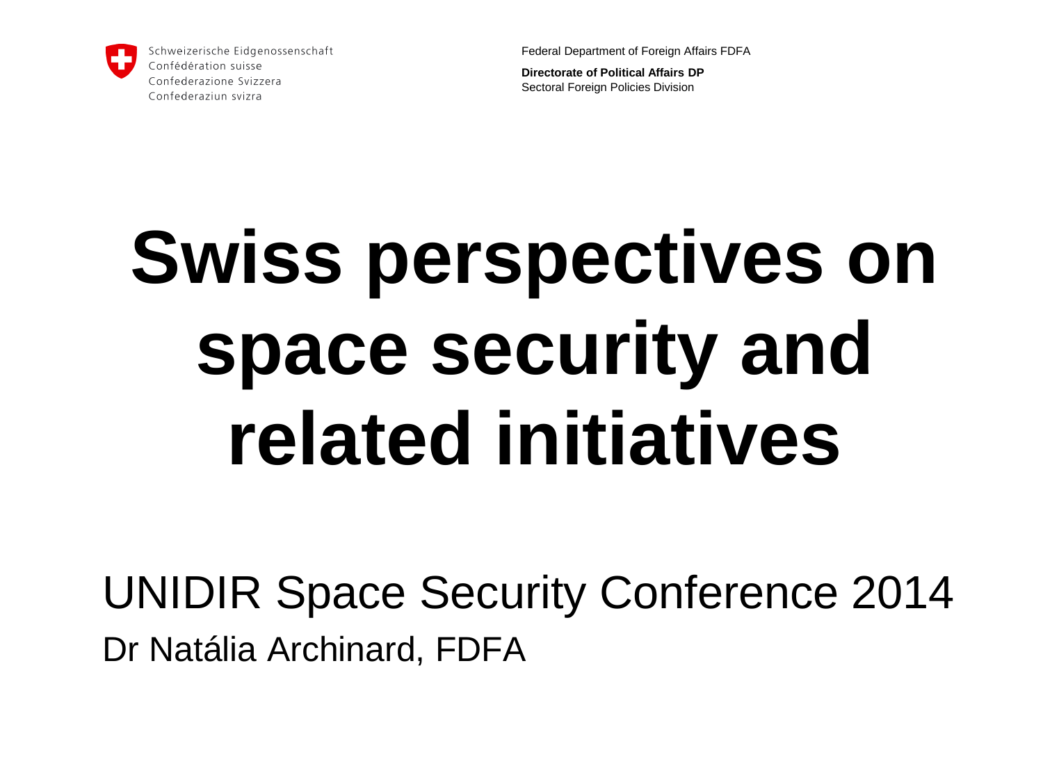Schweizerische Eidgenossenschaft
Confédération suisse
Confederazione Svizzera
Confederaziun svizra

Federal Department of Foreign Affairs FDFA

**Directorate of Political Affairs DP**
Sectoral Foreign Policies Division

# Swiss perspectives on space security and related initiatives

UNIDIR Space Security Conference 2014

Dr Natália Archinard, FDFA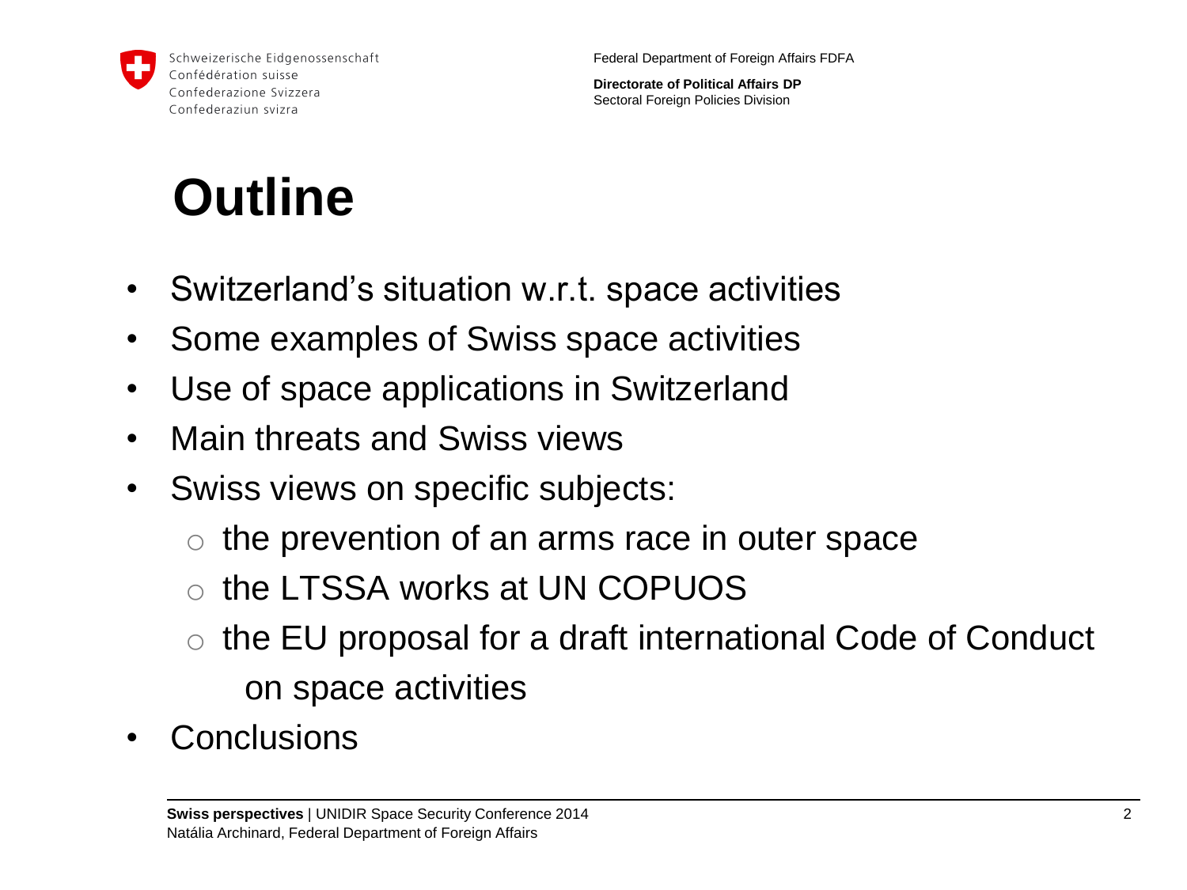# Outline

- Switzerland's situation w.r.t. space activities
- Some examples of Swiss space activities
- Use of space applications in Switzerland
- Main threats and Swiss views
- Swiss views on specific subjects:
  - the prevention of an arms race in outer space
  - the LTSSA works at UN COPUOS
  - the EU proposal for a draft international Code of Conduct on space activities
- Conclusions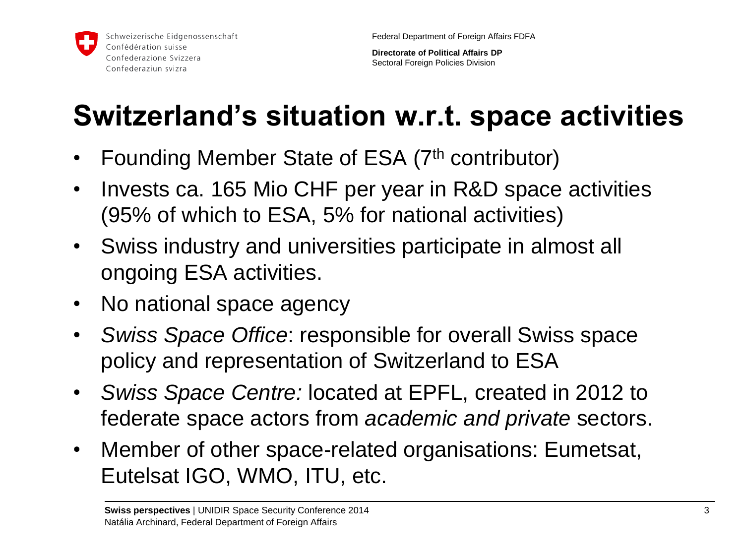# Switzerland's situation w.r.t. space activities

- Founding Member State of ESA (7$^{th}$ contributor)
- Invests ca. 165 Mio CHF per year in R&D space activities (95% of which to ESA, 5% for national activities)
- Swiss industry and universities participate in almost all ongoing ESA activities.
- No national space agency
- *Swiss Space Office*: responsible for overall Swiss space policy and representation of Switzerland to ESA
- *Swiss Space Centre:* located at EPFL, created in 2012 to federate space actors from *academic and private* sectors.
- Member of other space-related organisations: Eumetsat, Eutelsat IGO, WMO, ITU, etc.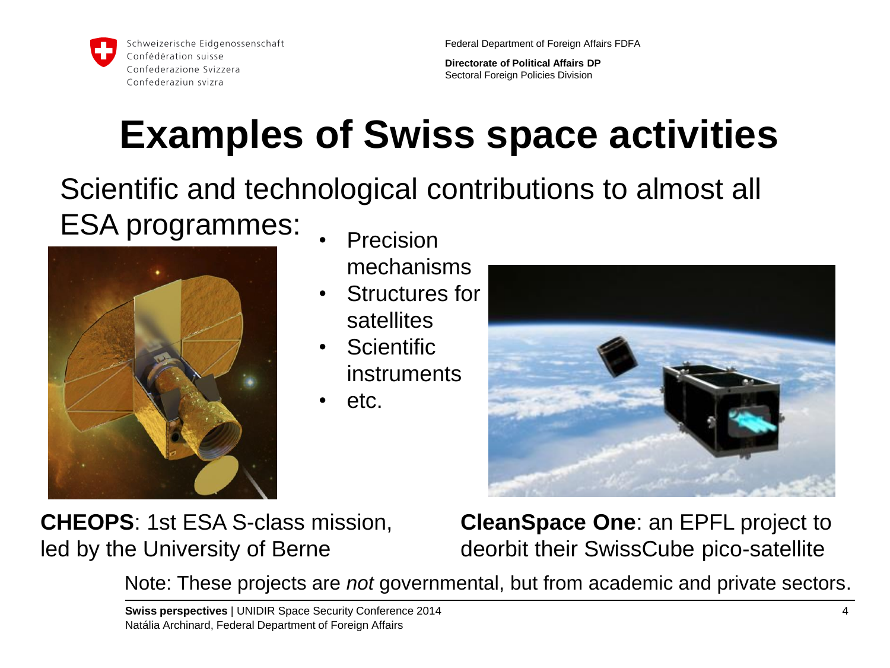# Examples of Swiss space activities

Scientific and technological contributions to almost all ESA programmes:

- Precision mechanisms
- Structures for satellites
- Scientific instruments
- etc.

**CHEOPS**: 1st ESA S-class mission, led by the University of Berne

**CleanSpace One**: an EPFL project to deorbit their SwissCube pico-satellite

Note: These projects are *not* governmental, but from academic and private sectors.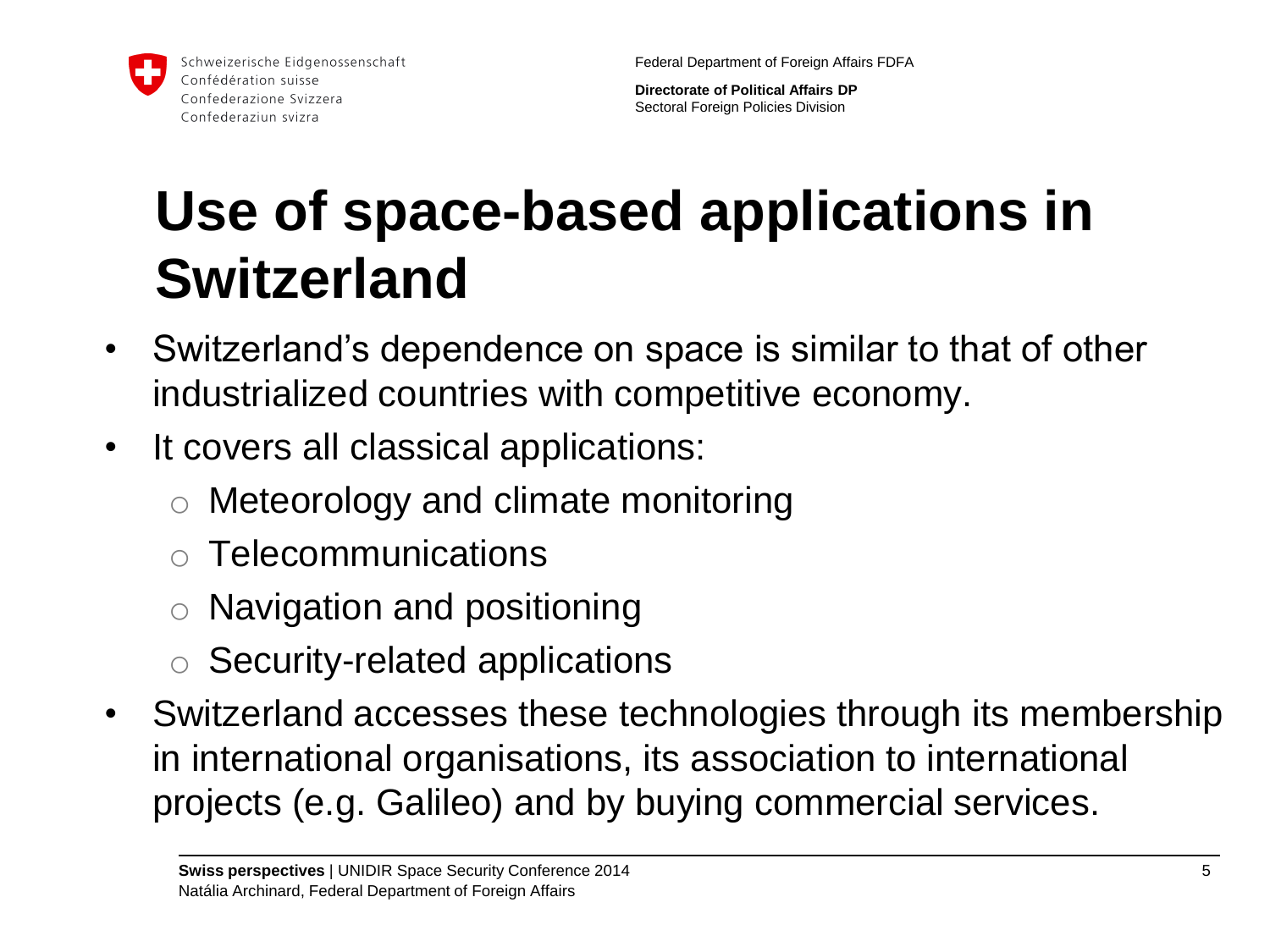# Use of space-based applications in Switzerland

- Switzerland's dependence on space is similar to that of other industrialized countries with competitive economy.
- It covers all classical applications:
  - Meteorology and climate monitoring
  - Telecommunications
  - Navigation and positioning
  - Security-related applications
- Switzerland accesses these technologies through its membership in international organisations, its association to international projects (e.g. Galileo) and by buying commercial services.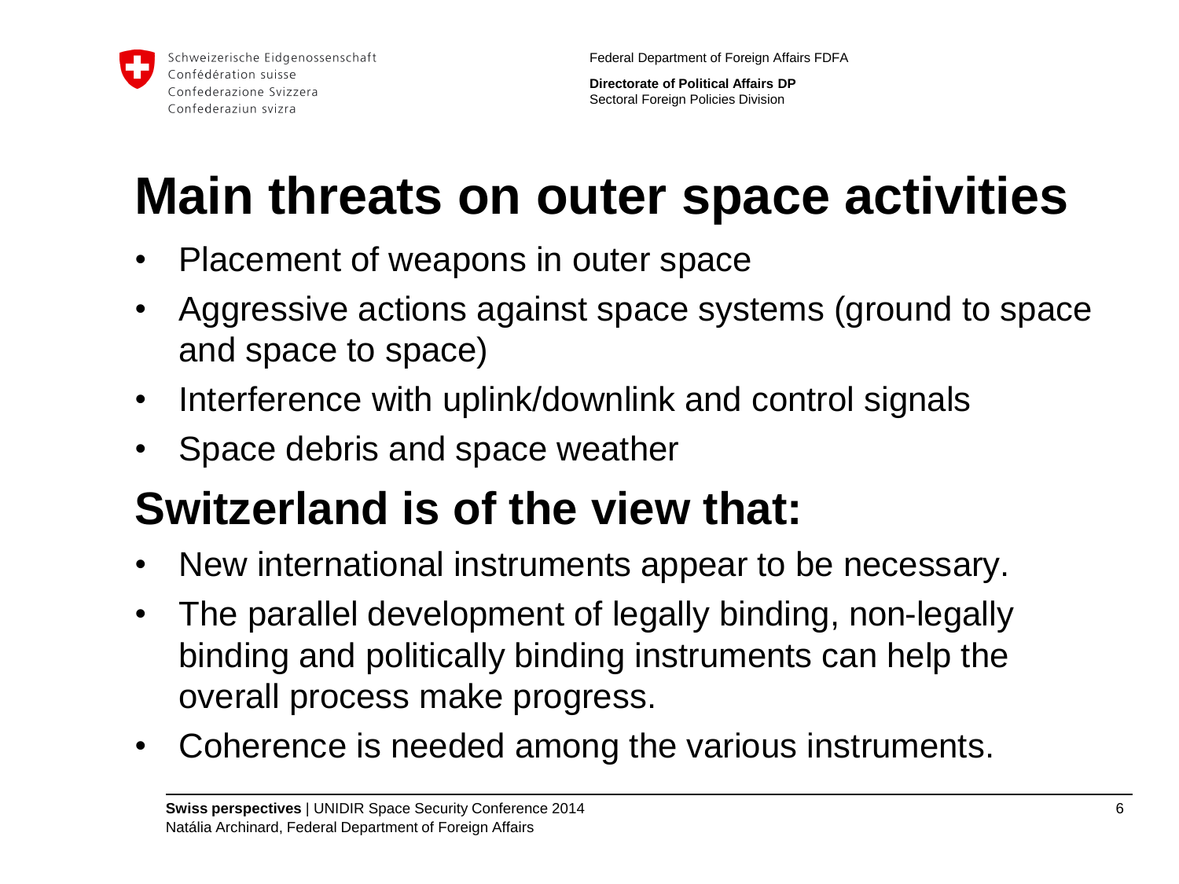# Main threats on outer space activities

- Placement of weapons in outer space
- Aggressive actions against space systems (ground to space and space to space)
- Interference with uplink/downlink and control signals
- Space debris and space weather

# Switzerland is of the view that:

- New international instruments appear to be necessary.
- The parallel development of legally binding, non-legally binding and politically binding instruments can help the overall process make progress.
- Coherence is needed among the various instruments.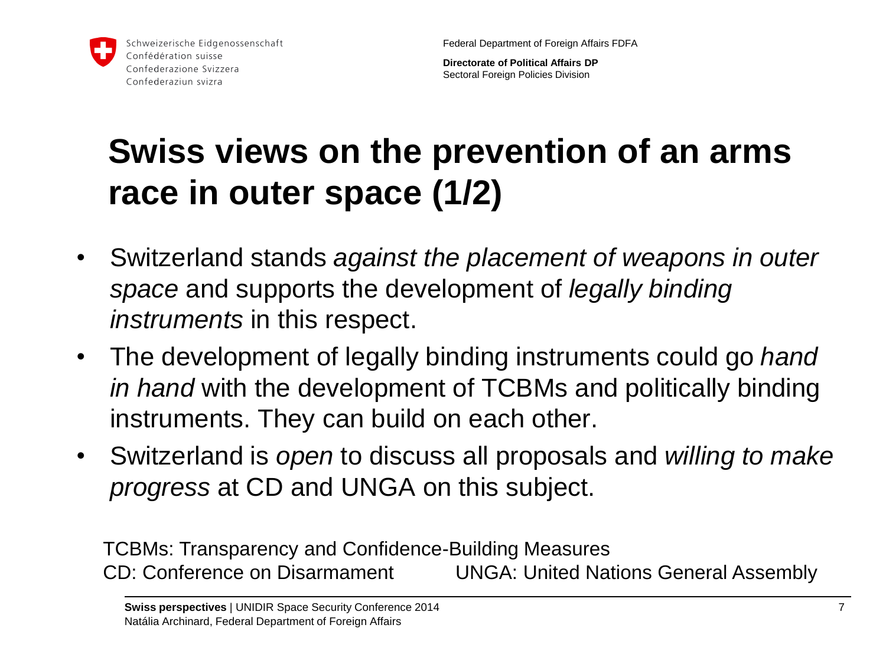# Swiss views on the prevention of an arms race in outer space (1/2)

- Switzerland stands *against the placement of weapons in outer space* and supports the development of *legally binding instruments* in this respect.
- The development of legally binding instruments could go *hand in hand* with the development of TCBMs and politically binding instruments. They can build on each other.
- Switzerland is *open* to discuss all proposals and *willing to make progress* at CD and UNGA on this subject.

TCBMs: Transparency and Confidence-Building Measures
CD: Conference on Disarmament UNGA: United Nations General Assembly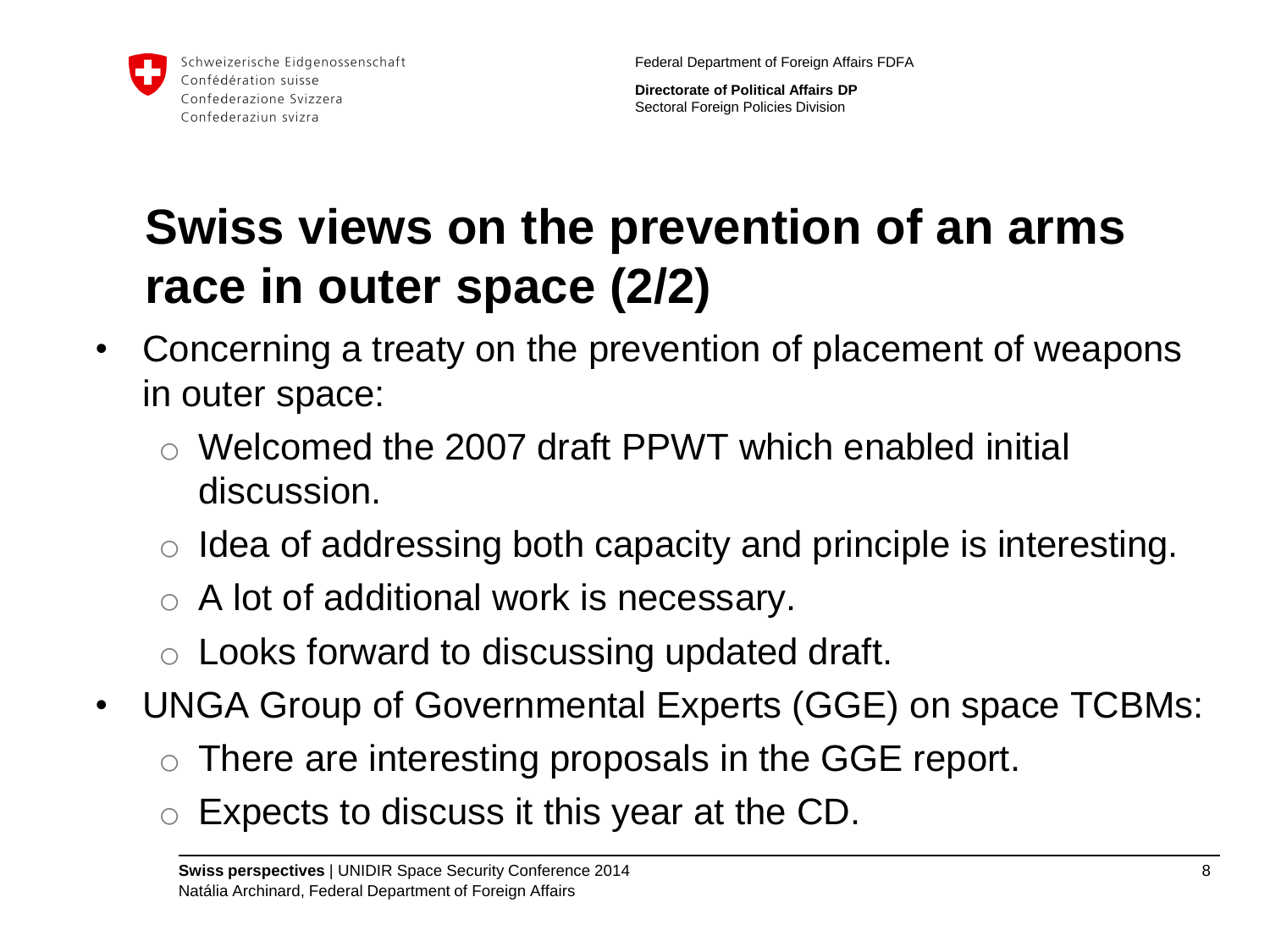# Swiss views on the prevention of an arms race in outer space (2/2)

- Concerning a treaty on the prevention of placement of weapons in outer space:
  - Welcomed the 2007 draft PPWT which enabled initial discussion.
  - Idea of addressing both capacity and principle is interesting.
  - A lot of additional work is necessary.
  - Looks forward to discussing updated draft.
- UNGA Group of Governmental Experts (GGE) on space TCBMs:
  - There are interesting proposals in the GGE report.
  - Expects to discuss it this year at the CD.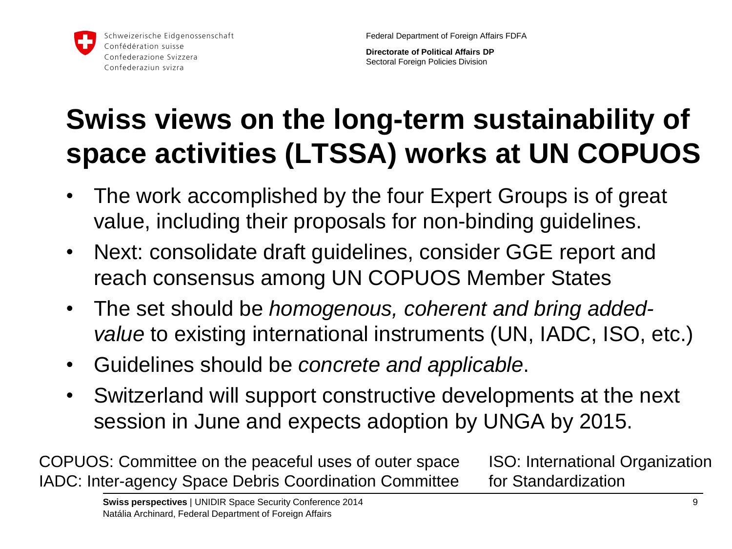# Swiss views on the long-term sustainability of space activities (LTSSA) works at UN COPUOS

- The work accomplished by the four Expert Groups is of great value, including their proposals for non-binding guidelines.
- Next: consolidate draft guidelines, consider GGE report and reach consensus among UN COPUOS Member States
- The set should be *homogenous, coherent and bring added-value* to existing international instruments (UN, IADC, ISO, etc.)
- Guidelines should be *concrete and applicable*.
- Switzerland will support constructive developments at the next session in June and expects adoption by UNGA by 2015.

COPUOS: Committee on the peaceful uses of outer space
IADC: Inter-agency Space Debris Coordination Committee
ISO: International Organization for Standardization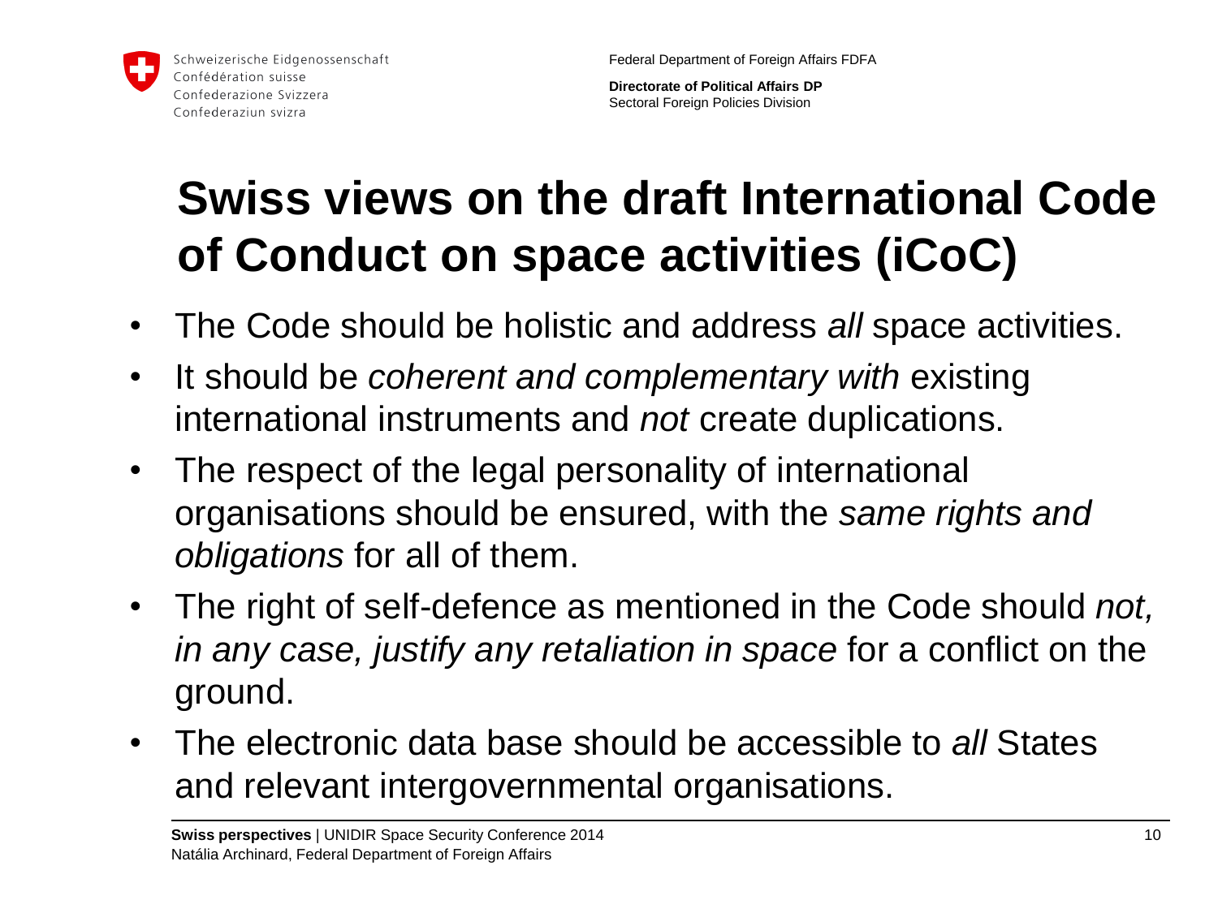# Swiss views on the draft International Code of Conduct on space activities (iCoC)

- The Code should be holistic and address *all* space activities.
- It should be *coherent and complementary with* existing international instruments and *not* create duplications.
- The respect of the legal personality of international organisations should be ensured, with the *same rights and obligations* for all of them.
- The right of self-defence as mentioned in the Code should *not, in any case, justify any retaliation in space* for a conflict on the ground.
- The electronic data base should be accessible to *all* States and relevant intergovernmental organisations.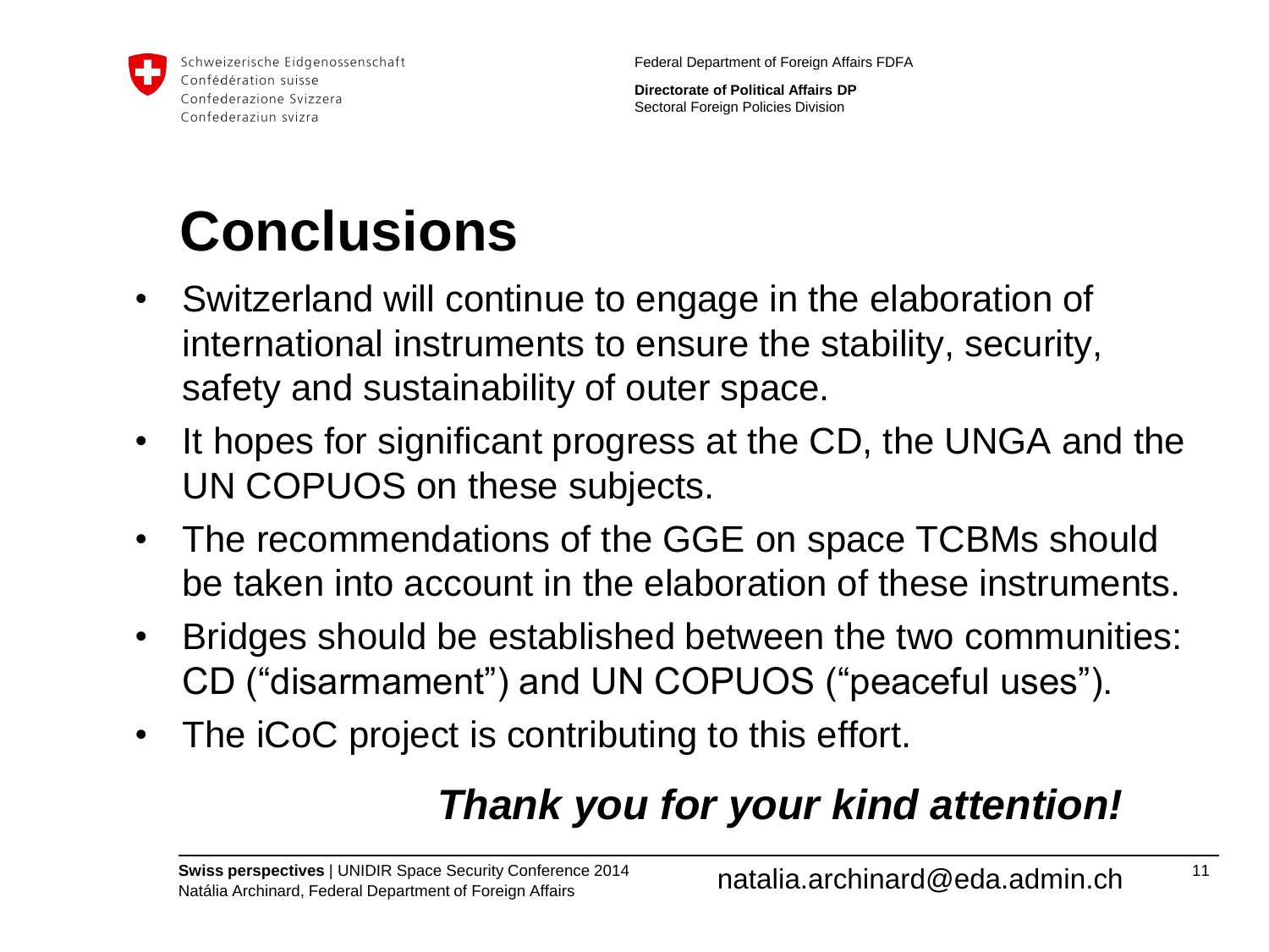# Conclusions

- Switzerland will continue to engage in the elaboration of international instruments to ensure the stability, security, safety and sustainability of outer space.
- It hopes for significant progress at the CD, the UNGA and the UN COPUOS on these subjects.
- The recommendations of the GGE on space TCBMs should be taken into account in the elaboration of these instruments.
- Bridges should be established between the two communities: CD ("disarmament") and UN COPUOS ("peaceful uses").
- The iCoC project is contributing to this effort.

***Thank you for your kind attention!***

natalia.archinard@eda.admin.ch